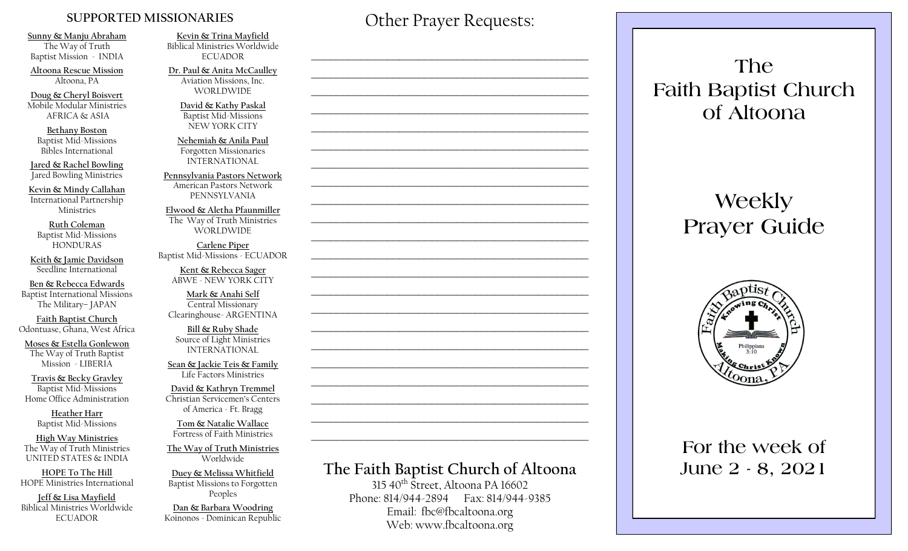## SUPPORTED MISSIONARIES

**Sunny & Manju Abraham**
The Way of Truth Baptist Mission - INDIA

**Altoona Rescue Mission**
Altoona, PA

**Doug & Cheryl Boisvert**
Mobile Modular Ministries
AFRICA & ASIA

**Bethany Boston**
Baptist Mid-Missions
Bibles International

**Jared & Rachel Bowling**
Jared Bowling Ministries

**Kevin & Mindy Callahan**
International Partnership Ministries

**Ruth Coleman**
Baptist Mid-Missions
HONDURAS

**Keith & Jamie Davidson**
Seedline International

**Ben & Rebecca Edwards**
Baptist International Missions
The Military– JAPAN

**Faith Baptist Church**
Odontuase, Ghana, West Africa

**Moses & Estella Gonlewon**
The Way of Truth Baptist Mission - LIBERIA

**Travis & Becky Gravley**
Baptist Mid-Missions
Home Office Administration

**Heather Harr**
Baptist Mid-Missions

**High Way Ministries**
The Way of Truth Ministries
UNITED STATES & INDIA

**HOPE To The Hill**
HOPE Ministries International

**Jeff & Lisa Mayfield**
Biblical Ministries Worldwide
ECUADOR

**Kevin & Trina Mayfield**
Biblical Ministries Worldwide
ECUADOR

**Dr. Paul & Anita McCaulley**
Aviation Missions, Inc.
WORLDWIDE

**David & Kathy Paskal**
Baptist Mid-Missions
NEW YORK CITY

**Nehemiah & Anila Paul**
Forgotten Missionaries
INTERNATIONAL

**Pennsylvania Pastors Network**
American Pastors Network
PENNSYLVANIA

**Elwood & Aletha Pfaunmiller**
The Way of Truth Ministries
WORLDWIDE

**Carlene Piper**
Baptist Mid-Missions - ECUADOR

**Kent & Rebecca Sager**
ABWE - NEW YORK CITY

**Mark & Anahi Self**
Central Missionary Clearinghouse- ARGENTINA

**Bill & Ruby Shade**
Source of Light Ministries
INTERNATIONAL

**Sean & Jackie Teis & Family**
Life Factors Ministries

**David & Kathryn Tremmel**
Christian Servicemen's Centers of America - Ft. Bragg

**Tom & Natalie Wallace**
Fortress of Faith Ministries

**The Way of Truth Ministries**
Worldwide

**Duey & Melissa Whitfield**
Baptist Missions to Forgotten Peoples

**Dan & Barbara Woodring**
Koinonos - Dominican Republic

## Other Prayer Requests:

______________________________________________

______________________________________________

______________________________________________

______________________________________________

______________________________________________

______________________________________________

______________________________________________

______________________________________________

______________________________________________

______________________________________________

______________________________________________

______________________________________________

______________________________________________

______________________________________________

______________________________________________

______________________________________________

______________________________________________

______________________________________________

______________________________________________

______________________________________________

______________________________________________

______________________________________________

## The Faith Baptist Church of Altoona

315 40th Street, Altoona PA 16602
Phone: 814/944-2894 Fax: 814/944-9385
Email: fbc@fbcaltoona.org
Web: www.fbcaltoona.org

# The Faith Baptist Church of Altoona

# Weekly Prayer Guide

Faith Baptist Church
Knowing Christ
Philippians 3:10
Making Christ Known
Altoona, PA

## For the week of June 2 - 8, 2021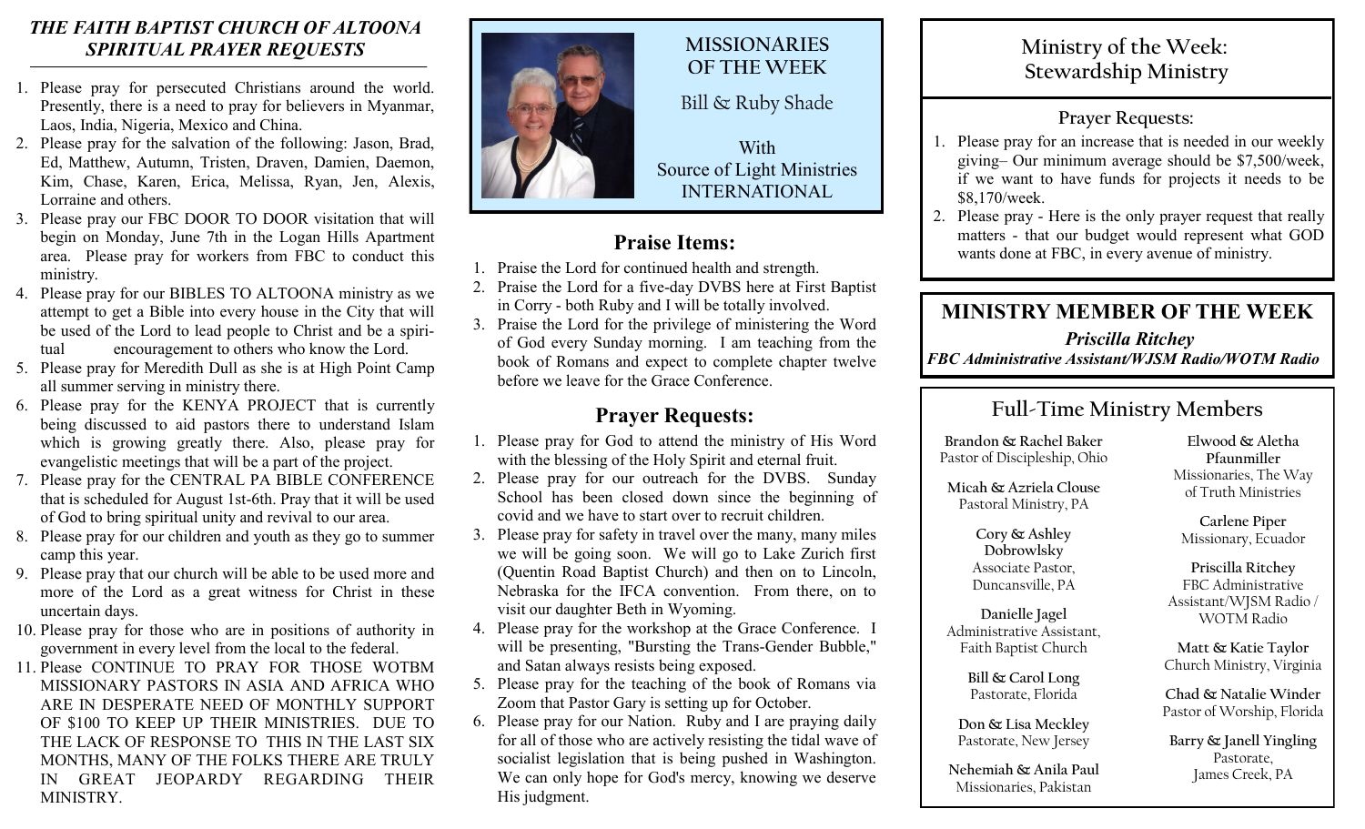## *THE FAITH BAPTIST CHURCH OF ALTOONA SPIRITUAL PRAYER REQUESTS*

1. Please pray for persecuted Christians around the world. Presently, there is a need to pray for believers in Myanmar, Laos, India, Nigeria, Mexico and China.
2. Please pray for the salvation of the following: Jason, Brad, Ed, Matthew, Autumn, Tristen, Draven, Damien, Daemon, Kim, Chase, Karen, Erica, Melissa, Ryan, Jen, Alexis, Lorraine and others.
3. Please pray our FBC DOOR TO DOOR visitation that will begin on Monday, June 7th in the Logan Hills Apartment area. Please pray for workers from FBC to conduct this ministry.
4. Please pray for our BIBLES TO ALTOONA ministry as we attempt to get a Bible into every house in the City that will be used of the Lord to lead people to Christ and be a spiritual encouragement to others who know the Lord.
5. Please pray for Meredith Dull as she is at High Point Camp all summer serving in ministry there.
6. Please pray for the KENYA PROJECT that is currently being discussed to aid pastors there to understand Islam which is growing greatly there. Also, please pray for evangelistic meetings that will be a part of the project.
7. Please pray for the CENTRAL PA BIBLE CONFERENCE that is scheduled for August 1st-6th. Pray that it will be used of God to bring spiritual unity and revival to our area.
8. Please pray for our children and youth as they go to summer camp this year.
9. Please pray that our church will be able to be used more and more of the Lord as a great witness for Christ in these uncertain days.
10. Please pray for those who are in positions of authority in government in every level from the local to the federal.
11. Please CONTINUE TO PRAY FOR THOSE WOTBM MISSIONARY PASTORS IN ASIA AND AFRICA WHO ARE IN DESPERATE NEED OF MONTHLY SUPPORT OF $100 TO KEEP UP THEIR MINISTRIES. DUE TO THE LACK OF RESPONSE TO THIS IN THE LAST SIX MONTHS, MANY OF THE FOLKS THERE ARE TRULY IN GREAT JEOPARDY REGARDING THEIR MINISTRY.

## MISSIONARIES OF THE WEEK

Bill & Ruby Shade

With Source of Light Ministries INTERNATIONAL

### Praise Items:

1. Praise the Lord for continued health and strength.
2. Praise the Lord for a five-day DVBS here at First Baptist in Corry - both Ruby and I will be totally involved.
3. Praise the Lord for the privilege of ministering the Word of God every Sunday morning. I am teaching from the book of Romans and expect to complete chapter twelve before we leave for the Grace Conference.

### Prayer Requests:

1. Please pray for God to attend the ministry of His Word with the blessing of the Holy Spirit and eternal fruit.
2. Please pray for our outreach for the DVBS. Sunday School has been closed down since the beginning of covid and we have to start over to recruit children.
3. Please pray for safety in travel over the many, many miles we will be going soon. We will go to Lake Zurich first (Quentin Road Baptist Church) and then on to Lincoln, Nebraska for the IFCA convention. From there, on to visit our daughter Beth in Wyoming.
4. Please pray for the workshop at the Grace Conference. I will be presenting, "Bursting the Trans-Gender Bubble," and Satan always resists being exposed.
5. Please pray for the teaching of the book of Romans via Zoom that Pastor Gary is setting up for October.
6. Please pray for our Nation. Ruby and I are praying daily for all of those who are actively resisting the tidal wave of socialist legislation that is being pushed in Washington. We can only hope for God's mercy, knowing we deserve His judgment.

## Ministry of the Week: Stewardship Ministry

### Prayer Requests:

1. Please pray for an increase that is needed in our weekly giving– Our minimum average should be $7,500/week, if we want to have funds for projects it needs to be $8,170/week.
2. Please pray - Here is the only prayer request that really matters - that our budget would represent what GOD wants done at FBC, in every avenue of ministry.

## MINISTRY MEMBER OF THE WEEK

***Priscilla Ritchey***

***FBC Administrative Assistant/WJSM Radio/WOTM Radio***

## Full-Time Ministry Members

**Brandon & Rachel Baker**
Pastor of Discipleship, Ohio

**Micah & Azriela Clouse**
Pastoral Ministry, PA

**Cory & Ashley Dobrowlsky**
Associate Pastor, Duncansville, PA

**Danielle Jagel**
Administrative Assistant, Faith Baptist Church

**Bill & Carol Long**
Pastorate, Florida

**Don & Lisa Meckley**
Pastorate, New Jersey

**Nehemiah & Anila Paul**
Missionaries, Pakistan

**Elwood & Aletha Pfaunmiller**
Missionaries, The Way of Truth Ministries

**Carlene Piper**
Missionary, Ecuador

**Priscilla Ritchey**
FBC Administrative Assistant/WJSM Radio / WOTM Radio

**Matt & Katie Taylor**
Church Ministry, Virginia

**Chad & Natalie Winder**
Pastor of Worship, Florida

**Barry & Janell Yingling**
Pastorate, James Creek, PA